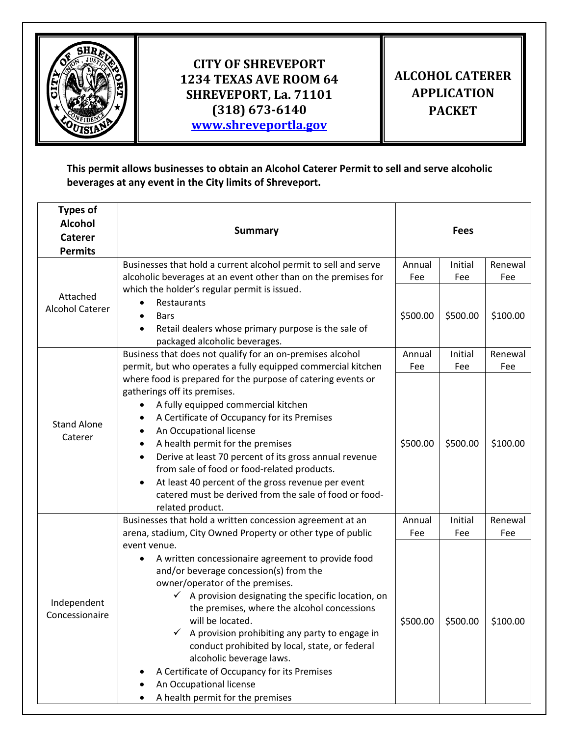**CITY OF SHREVEPORT**
**1234 TEXAS AVE ROOM 64**
**SHREVEPORT, La. 71101**
**(318) 673-6140**
**www.shreveportla.gov**

# ALCOHOL CATERER APPLICATION PACKET

**This permit allows businesses to obtain an Alcohol Caterer Permit to sell and serve alcoholic beverages at any event in the City limits of Shreveport.**

| Types of Alcohol Caterer Permits | Summary | Fees | | |
|---|---|---|---|---|
| | | Annual Fee | Initial Fee | Renewal Fee |
| Attached Alcohol Caterer | Businesses that hold a current alcohol permit to sell and serve alcoholic beverages at an event other than on the premises for which the holder's regular permit is issued.<br>• Restaurants<br>• Bars<br>• Retail dealers whose primary purpose is the sale of packaged alcoholic beverages. | $500.00 | $500.00 | $100.00 |
| Stand Alone Caterer | Business that does not qualify for an on-premises alcohol permit, but who operates a fully equipped commercial kitchen where food is prepared for the purpose of catering events or gatherings off its premises.<br>• A fully equipped commercial kitchen<br>• A Certificate of Occupancy for its Premises<br>• An Occupational license<br>• A health permit for the premises<br>• Derive at least 70 percent of its gross annual revenue from sale of food or food-related products.<br>• At least 40 percent of the gross revenue per event catered must be derived from the sale of food or food-related product. | $500.00 | $500.00 | $100.00 |
| Independent Concessionaire | Businesses that hold a written concession agreement at an arena, stadium, City Owned Property or other type of public event venue.<br>• A written concessionaire agreement to provide food and/or beverage concession(s) from the owner/operator of the premises.<br>  ✓ A provision designating the specific location, on the premises, where the alcohol concessions will be located.<br>  ✓ A provision prohibiting any party to engage in conduct prohibited by local, state, or federal alcoholic beverage laws.<br>• A Certificate of Occupancy for its Premises<br>• An Occupational license<br>• A health permit for the premises | $500.00 | $500.00 | $100.00 |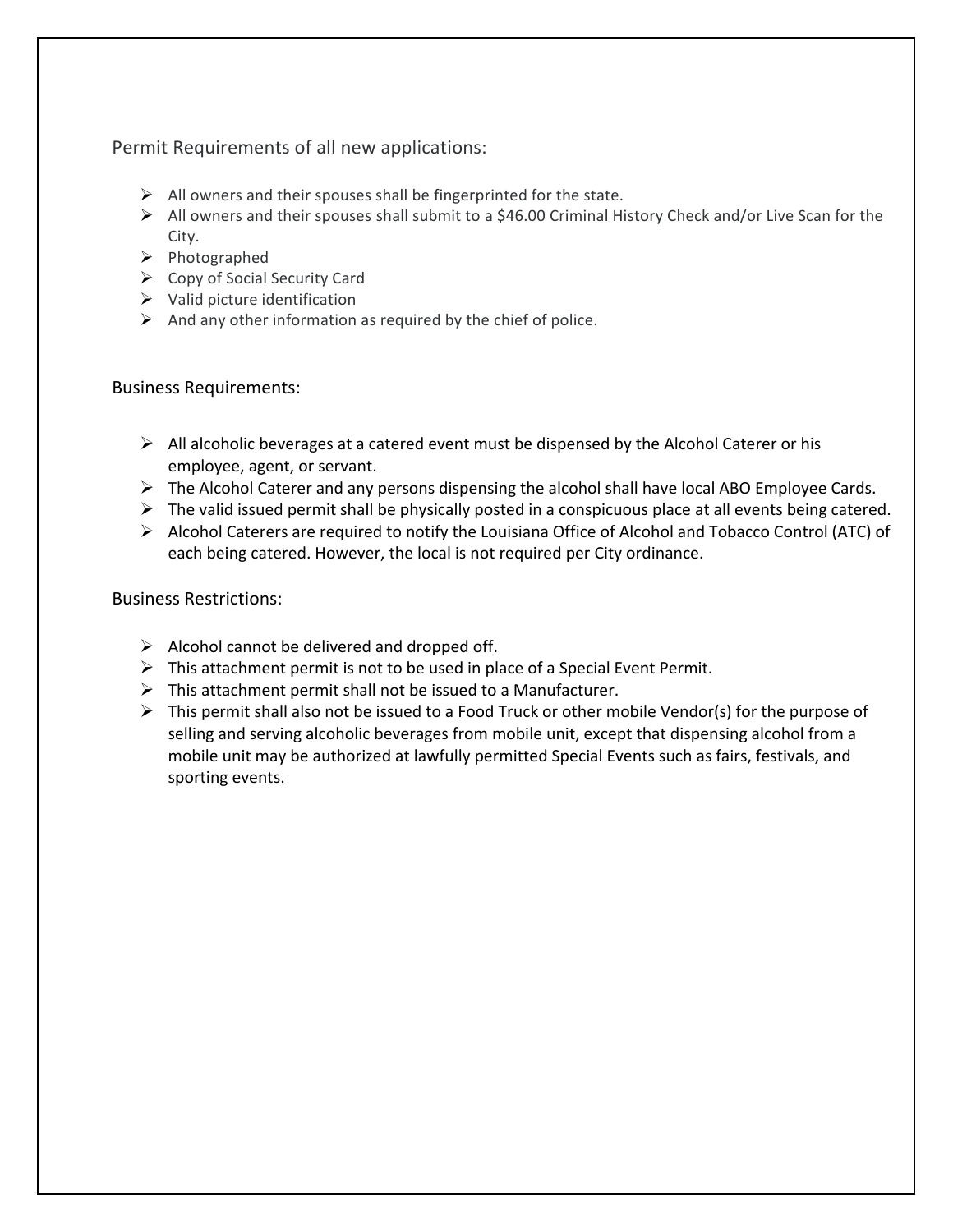## Permit Requirements of all new applications:

- All owners and their spouses shall be fingerprinted for the state.
- All owners and their spouses shall submit to a $46.00 Criminal History Check and/or Live Scan for the City.
- Photographed
- Copy of Social Security Card
- Valid picture identification
- And any other information as required by the chief of police.

## Business Requirements:

- All alcoholic beverages at a catered event must be dispensed by the Alcohol Caterer or his employee, agent, or servant.
- The Alcohol Caterer and any persons dispensing the alcohol shall have local ABO Employee Cards.
- The valid issued permit shall be physically posted in a conspicuous place at all events being catered.
- Alcohol Caterers are required to notify the Louisiana Office of Alcohol and Tobacco Control (ATC) of each being catered. However, the local is not required per City ordinance.

## Business Restrictions:

- Alcohol cannot be delivered and dropped off.
- This attachment permit is not to be used in place of a Special Event Permit.
- This attachment permit shall not be issued to a Manufacturer.
- This permit shall also not be issued to a Food Truck or other mobile Vendor(s) for the purpose of selling and serving alcoholic beverages from mobile unit, except that dispensing alcohol from a mobile unit may be authorized at lawfully permitted Special Events such as fairs, festivals, and sporting events.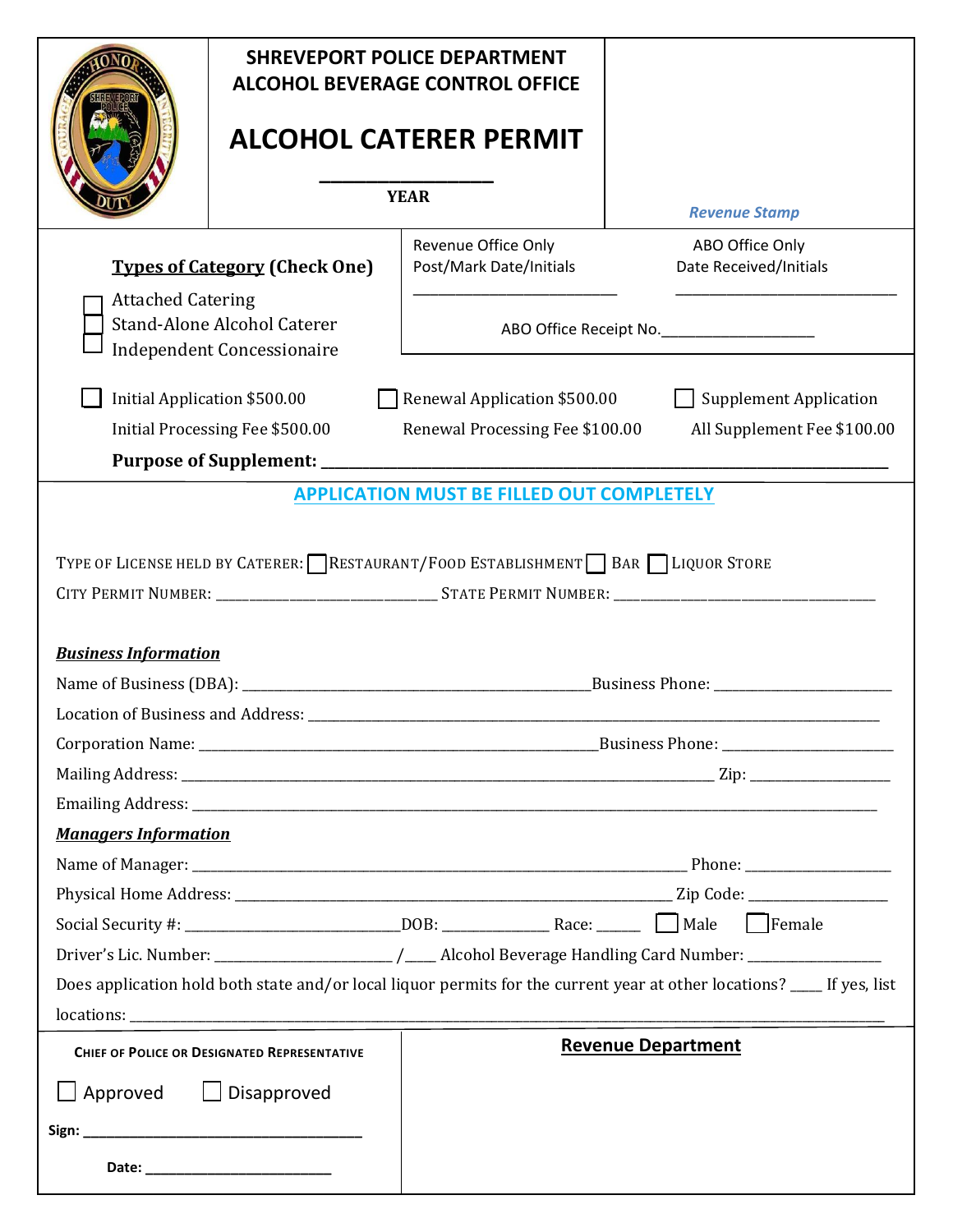# SHREVEPORT POLICE DEPARTMENT
# ALCOHOL BEVERAGE CONTROL OFFICE

# ALCOHOL CATERER PERMIT

_______________
**YEAR**

*Revenue Stamp*

**Types of Category (Check One)**

☐ Attached Catering
☐ Stand-Alone Alcohol Caterer
☐ Independent Concessionaire

Revenue Office Only
Post/Mark Date/Initials
_______________________

ABO Office Only
Date Received/Initials
_______________________

ABO Office Receipt No.__________________

☐ Initial Application $500.00 ☐ Renewal Application $500.00 ☐ Supplement Application

Initial Processing Fee $500.00 Renewal Processing Fee $100.00 All Supplement Fee $100.00

**Purpose of Supplement:** _______________________________________________

## APPLICATION MUST BE FILLED OUT COMPLETELY

TYPE OF LICENSE HELD BY CATERER: ☐ RESTAURANT/FOOD ESTABLISHMENT ☐ BAR ☐ LIQUOR STORE

CITY PERMIT NUMBER: _______________________ STATE PERMIT NUMBER: _______________________

***Business Information***

Name of Business (DBA): ___________________________________Business Phone: ___________________

Location of Business and Address: ___________________________________________________________

Corporation Name: ________________________________________Business Phone: ___________________

Mailing Address: ____________________________________________________ Zip: _______________

Emailing Address: ___________________________________________________________________________

***Managers Information***

Name of Manager: ___________________________________________________ Phone: _______________

Physical Home Address: ____________________________________________ Zip Code: ______________

Social Security #: _______________________DOB: ___________ Race: _____ ☐ Male ☐ Female

Driver's Lic. Number: ____________________ /____ Alcohol Beverage Handling Card Number: ______________

Does application hold both state and/or local liquor permits for the current year at other locations? ____ If yes, list locations: ___________________________________________________________________________

**CHIEF OF POLICE OR DESIGNATED REPRESENTATIVE**

☐ Approved ☐ Disapproved

**Sign:** ________________________________

**Date:** ______________________

**Revenue Department**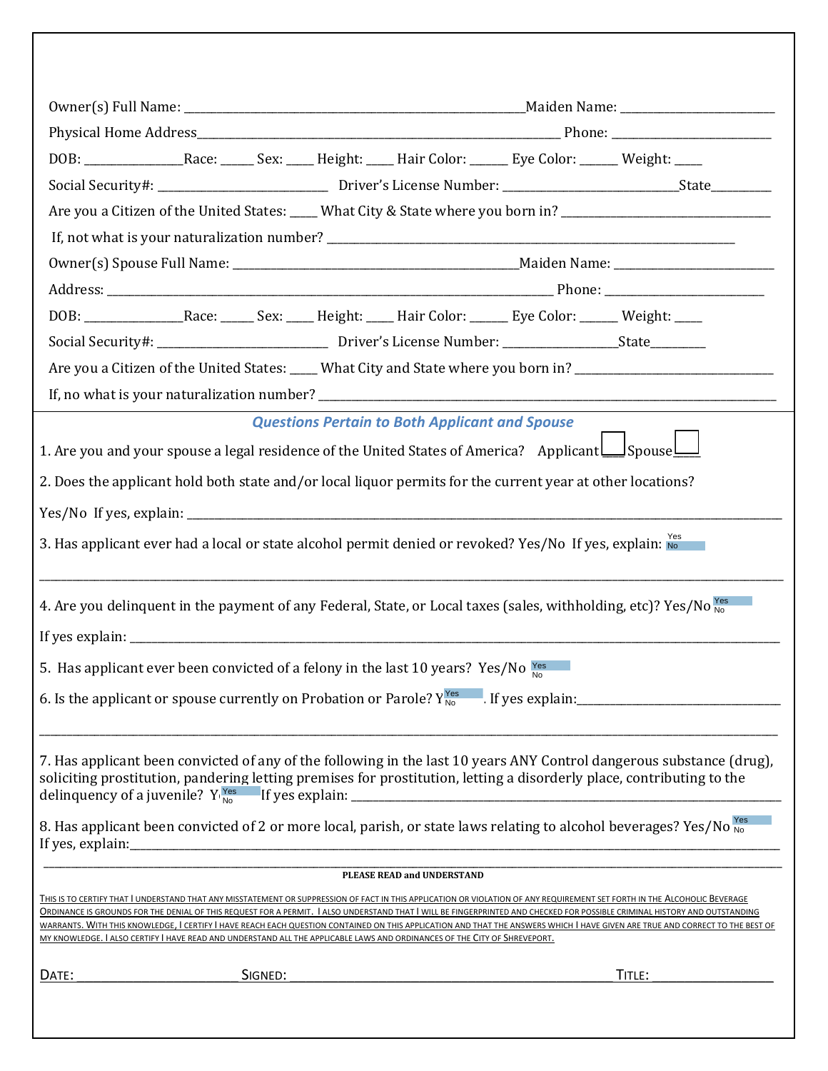Owner(s) Full Name: ___________________________________________________________Maiden Name: ___________________________

Physical Home Address_________________________________________________________________ Phone: ___________________________

DOB: ________________Race: _____ Sex: ____ Height: ____ Hair Color: ______ Eye Color: ______ Weight: ____

Social Security#: ____________________________ Driver's License Number: _____________________________State__________

Are you a Citizen of the United States: ____ What City & State where you born in? ___________________________________

If, not what is your naturalization number? __________________________________________________________________

Owner(s) Spouse Full Name: ________________________________________________Maiden Name: ___________________________

Address: ______________________________________________________________________________ Phone: ___________________________

DOB: ________________Race: _____ Sex: ____ Height: ____ Hair Color: ______ Eye Color: ______ Weight: ____

Social Security#: ____________________________ Driver's License Number: ___________________State_________

Are you a Citizen of the United States: ____ What City and State where you born in? __________________________________

If, no what is your naturalization number? ______________________________________________________________________________

***Questions Pertain to Both Applicant and Spouse***

1. Are you and your spouse a legal residence of the United States of America? Applicant☐ Spouse☐

2. Does the applicant hold both state and/or local liquor permits for the current year at other locations?

Yes/No If yes, explain: ______________________________________________________________________________________________

3. Has applicant ever had a local or state alcohol permit denied or revoked? Yes/No If yes, explain: Yes / No

______________________________________________________________________________________________________________________

4. Are you delinquent in the payment of any Federal, State, or Local taxes (sales, withholding, etc)? Yes/No Yes / No

If yes explain: ________________________________________________________________________________________________________

5. Has applicant ever been convicted of a felony in the last 10 years? Yes/No Yes / No

6. Is the applicant or spouse currently on Probation or Parole? Y Yes / No . If yes explain:_________________________________

______________________________________________________________________________________________________________________

7. Has applicant been convicted of any of the following in the last 10 years ANY Control dangerous substance (drug), soliciting prostitution, pandering letting premises for prostitution, letting a disorderly place, contributing to the delinquency of a juvenile? Y Yes / No If yes explain: ______________________________________________________

8. Has applicant been convicted of 2 or more local, parish, or state laws relating to alcohol beverages? Yes/No Yes / No
If yes, explain:_______________________________________________________________________________________________________

**PLEASE READ and UNDERSTAND**

THIS IS TO CERTIFY THAT I UNDERSTAND THAT ANY MISSTATEMENT OR SUPPRESSION OF FACT IN THIS APPLICATION OR VIOLATION OF ANY REQUIREMENT SET FORTH IN THE ALCOHOLIC BEVERAGE ORDINANCE IS GROUNDS FOR THE DENIAL OF THIS REQUEST FOR A PERMIT. I ALSO UNDERSTAND THAT I WILL BE FINGERPRINTED AND CHECKED FOR POSSIBLE CRIMINAL HISTORY AND OUTSTANDING WARRANTS. WITH THIS KNOWLEDGE, I CERTIFY I HAVE REACH EACH QUESTION CONTAINED ON THIS APPLICATION AND THAT THE ANSWERS WHICH I HAVE GIVEN ARE TRUE AND CORRECT TO THE BEST OF MY KNOWLEDGE. I ALSO CERTIFY I HAVE READ AND UNDERSTAND ALL THE APPLICABLE LAWS AND ORDINANCES OF THE CITY OF SHREVEPORT.

DATE:________________________ SIGNED:________________________________________________ TITLE: __________________